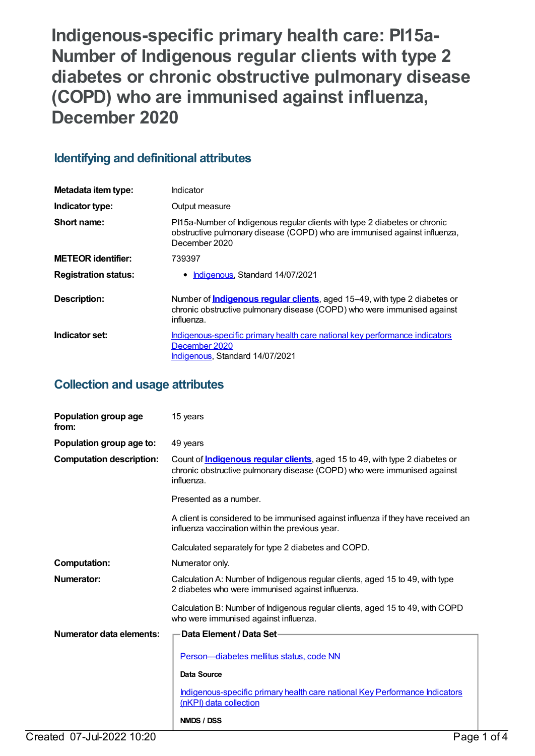# Indigenous-specific primary health care: PI15a-Number of Indigenous regular clients with type 2 diabetes or chronic obstructive pulmonary disease (COPD) who are immunised against influenza, December 2020

## Identifying and definitional attributes

| | |
|---|---|
| **Metadata item type:** | Indicator |
| **Indicator type:** | Output measure |
| **Short name:** | PI15a-Number of Indigenous regular clients with type 2 diabetes or chronic obstructive pulmonary disease (COPD) who are immunised against influenza, December 2020 |
| **METEOR identifier:** | 739397 |
| **Registration status:** | • Indigenous, Standard 14/07/2021 |
| **Description:** | Number of **Indigenous regular clients**, aged 15–49, with type 2 diabetes or chronic obstructive pulmonary disease (COPD) who were immunised against influenza. |
| **Indicator set:** | Indigenous-specific primary health care national key performance indicators December 2020<br>Indigenous, Standard 14/07/2021 |

## Collection and usage attributes

| | |
|---|---|
| **Population group age from:** | 15 years |
| **Population group age to:** | 49 years |
| **Computation description:** | Count of **Indigenous regular clients**, aged 15 to 49, with type 2 diabetes or chronic obstructive pulmonary disease (COPD) who were immunised against influenza.<br><br>Presented as a number.<br><br>A client is considered to be immunised against influenza if they have received an influenza vaccination within the previous year.<br><br>Calculated separately for type 2 diabetes and COPD. |
| **Computation:** | Numerator only. |
| **Numerator:** | Calculation A: Number of Indigenous regular clients, aged 15 to 49, with type 2 diabetes who were immunised against influenza.<br><br>Calculation B: Number of Indigenous regular clients, aged 15 to 49, with COPD who were immunised against influenza. |
| **Numerator data elements:** | **Data Element / Data Set**<br><br>Person—diabetes mellitus status, code NN<br><br>**Data Source**<br><br>Indigenous-specific primary health care national Key Performance Indicators (nKPI) data collection<br><br>**NMDS / DSS** |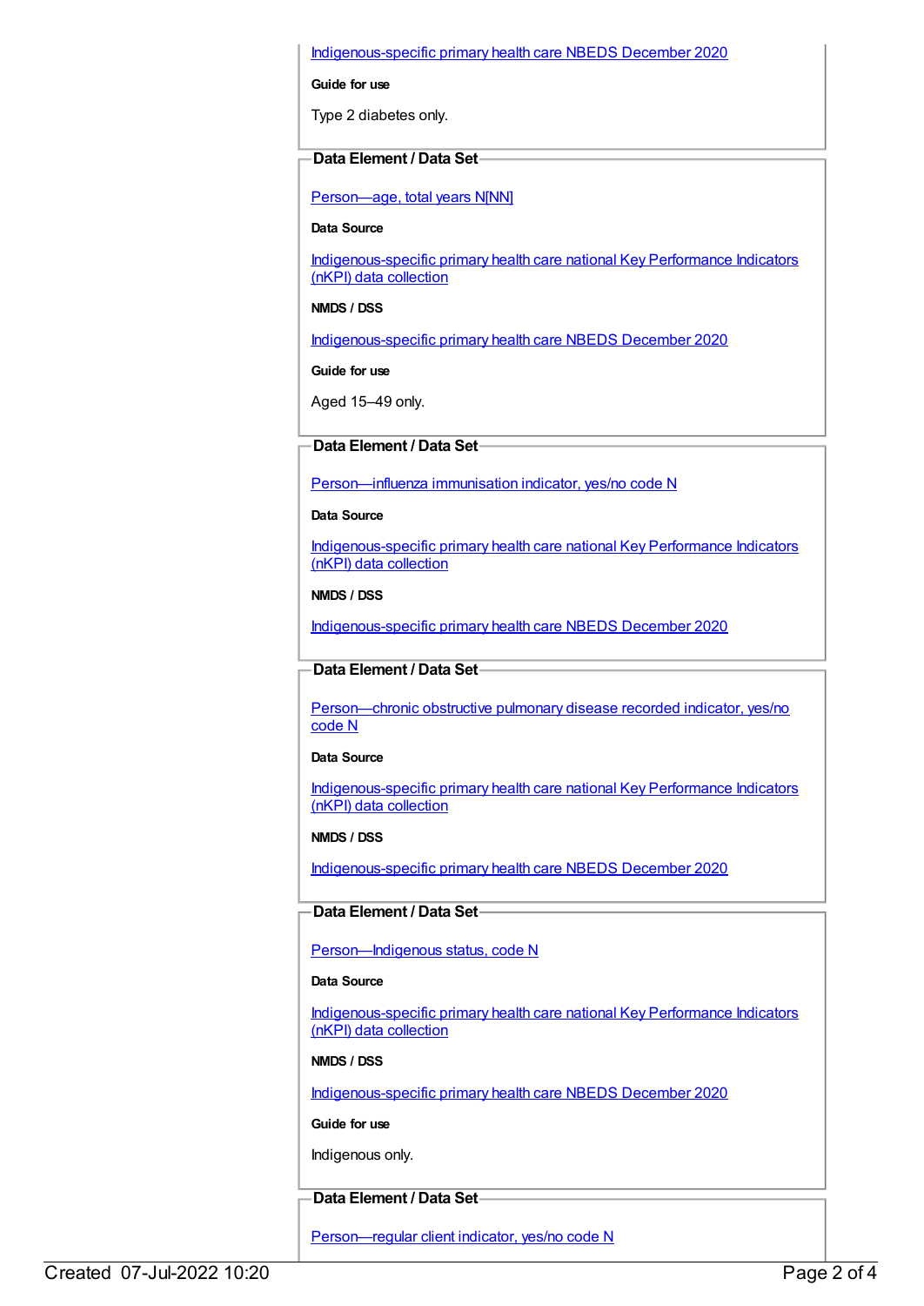[Indigenous-specific primary health care NBEDS December 2020](#)

**Guide for use**

Type 2 diabetes only.

### Data Element / Data Set

[Person—age, total years N[NN]](#)

**Data Source**

[Indigenous-specific primary health care national Key Performance Indicators (nKPI) data collection](#)

**NMDS / DSS**

[Indigenous-specific primary health care NBEDS December 2020](#)

**Guide for use**

Aged 15–49 only.

### Data Element / Data Set

[Person—influenza immunisation indicator, yes/no code N](#)

**Data Source**

[Indigenous-specific primary health care national Key Performance Indicators (nKPI) data collection](#)

**NMDS / DSS**

[Indigenous-specific primary health care NBEDS December 2020](#)

### Data Element / Data Set

[Person—chronic obstructive pulmonary disease recorded indicator, yes/no code N](#)

**Data Source**

[Indigenous-specific primary health care national Key Performance Indicators (nKPI) data collection](#)

**NMDS / DSS**

[Indigenous-specific primary health care NBEDS December 2020](#)

### Data Element / Data Set

[Person—Indigenous status, code N](#)

**Data Source**

[Indigenous-specific primary health care national Key Performance Indicators (nKPI) data collection](#)

**NMDS / DSS**

[Indigenous-specific primary health care NBEDS December 2020](#)

**Guide for use**

Indigenous only.

### Data Element / Data Set

[Person—regular client indicator, yes/no code N](#)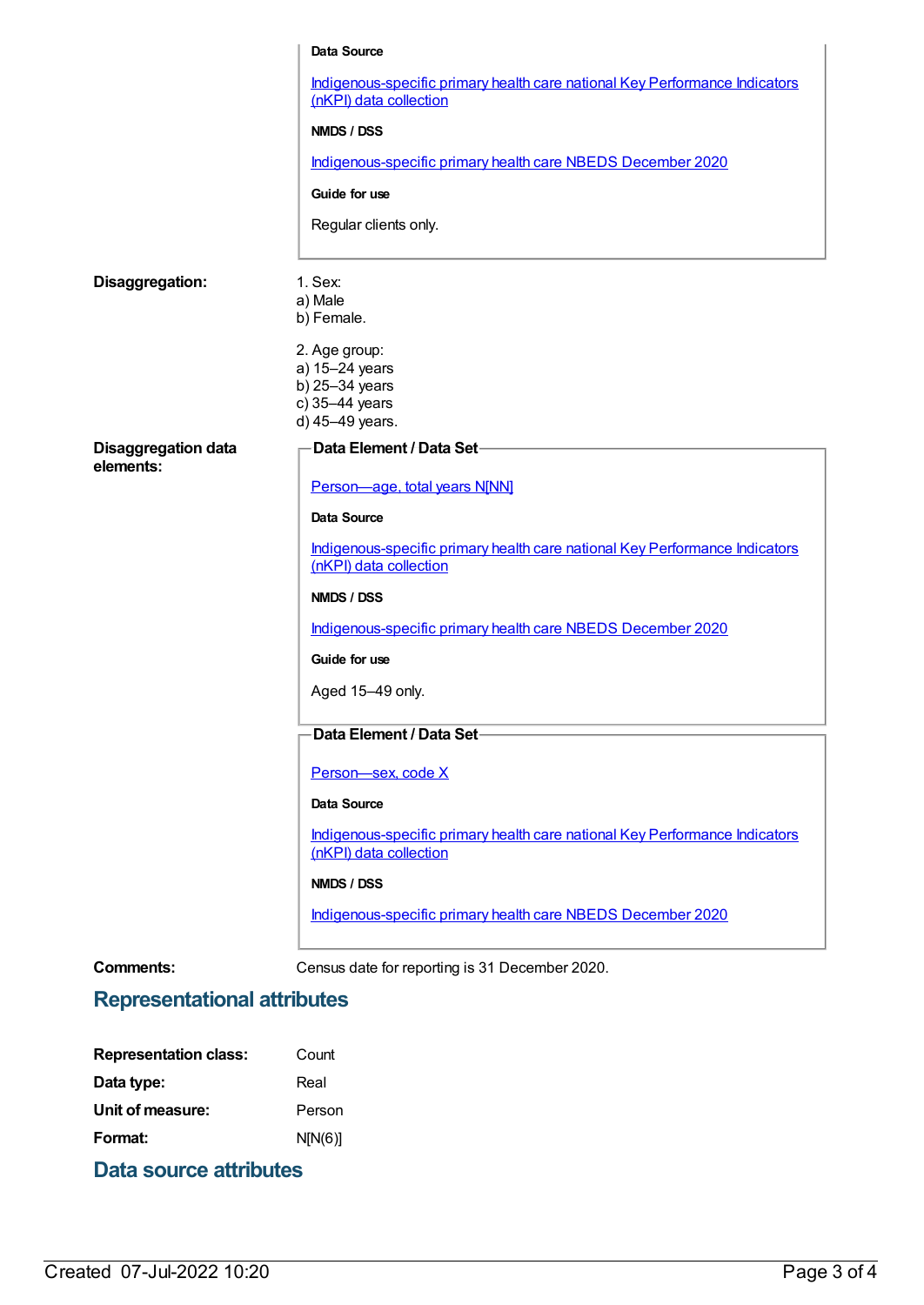**Data Source**

Indigenous-specific primary health care national Key Performance Indicators (nKPI) data collection

**NMDS / DSS**

Indigenous-specific primary health care NBEDS December 2020

**Guide for use**

Regular clients only.

**Disaggregation:**

1. Sex:
a) Male
b) Female.

2. Age group:
a) 15–24 years
b) 25–34 years
c) 35–44 years
d) 45–49 years.

**Disaggregation data elements:**

**Data Element / Data Set**

Person—age, total years N[NN]

**Data Source**

Indigenous-specific primary health care national Key Performance Indicators (nKPI) data collection

**NMDS / DSS**

Indigenous-specific primary health care NBEDS December 2020

**Guide for use**

Aged 15–49 only.

**Data Element / Data Set**

Person—sex, code X

**Data Source**

Indigenous-specific primary health care national Key Performance Indicators (nKPI) data collection

**NMDS / DSS**

Indigenous-specific primary health care NBEDS December 2020

**Comments:** Census date for reporting is 31 December 2020.

## Representational attributes

**Representation class:** Count

**Data type:** Real

**Unit of measure:** Person

**Format:** N[N(6)]

## Data source attributes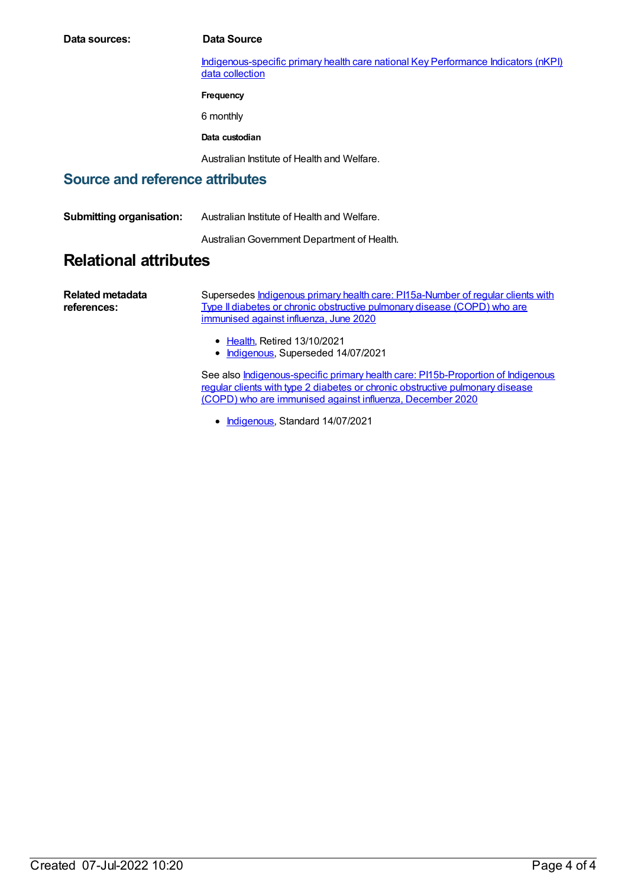**Data sources:**

**Data Source**

Indigenous-specific primary health care national Key Performance Indicators (nKPI) data collection

**Frequency**

6 monthly

**Data custodian**

Australian Institute of Health and Welfare.

## Source and reference attributes

**Submitting organisation:** Australian Institute of Health and Welfare.

Australian Government Department of Health.

# Relational attributes

**Related metadata references:**

Supersedes Indigenous primary health care: PI15a-Number of regular clients with Type II diabetes or chronic obstructive pulmonary disease (COPD) who are immunised against influenza, June 2020

- Health, Retired 13/10/2021
- Indigenous, Superseded 14/07/2021

See also Indigenous-specific primary health care: PI15b-Proportion of Indigenous regular clients with type 2 diabetes or chronic obstructive pulmonary disease (COPD) who are immunised against influenza, December 2020

- Indigenous, Standard 14/07/2021